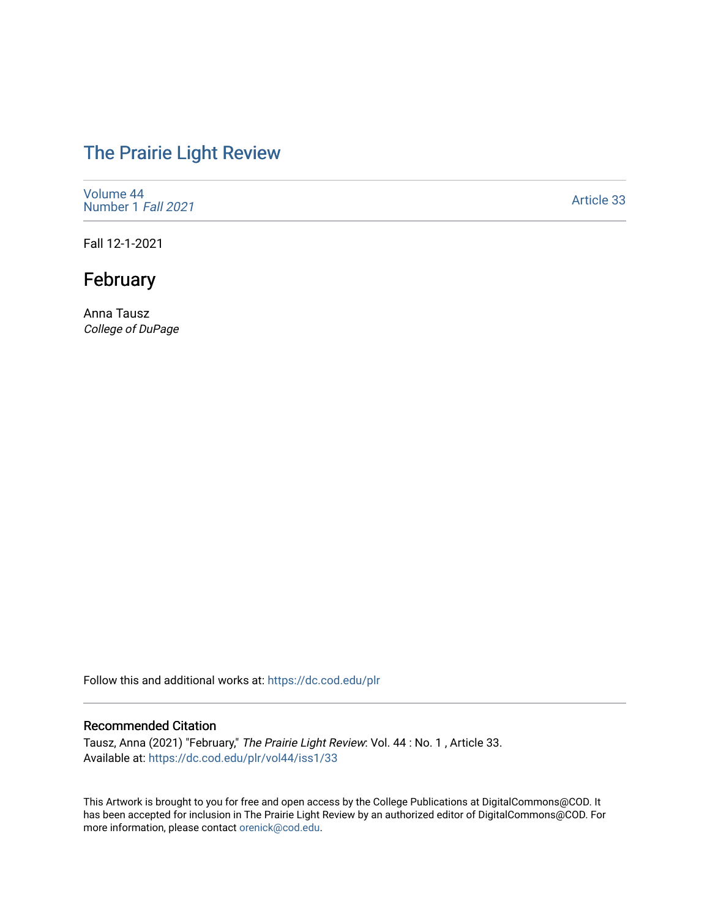# The Prairie Light Review

Volume 44
Number 1 *Fall 2021*

Article 33

Fall 12-1-2021

## February

Anna Tausz
*College of DuPage*

Follow this and additional works at: https://dc.cod.edu/plr

### Recommended Citation

Tausz, Anna (2021) "February," *The Prairie Light Review*: Vol. 44 : No. 1 , Article 33.
Available at: https://dc.cod.edu/plr/vol44/iss1/33

This Artwork is brought to you for free and open access by the College Publications at DigitalCommons@COD. It has been accepted for inclusion in The Prairie Light Review by an authorized editor of DigitalCommons@COD. For more information, please contact orenick@cod.edu.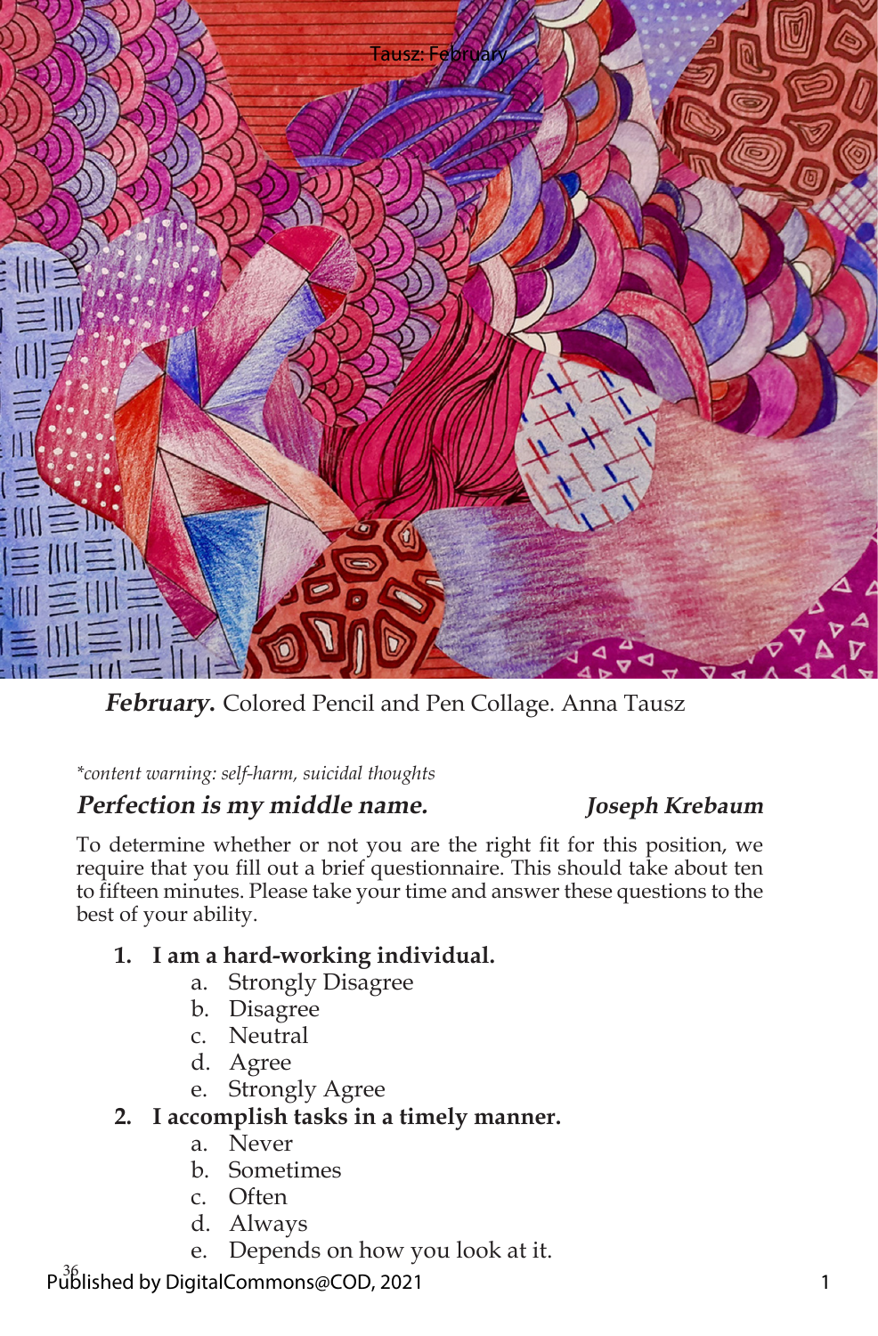***February*.** Colored Pencil and Pen Collage. Anna Tausz

*\*content warning: self-harm, suicidal thoughts*

## *Perfection is my middle name.*

***Joseph Krebaum***

To determine whether or not you are the right fit for this position, we require that you fill out a brief questionnaire. This should take about ten to fifteen minutes. Please take your time and answer these questions to the best of your ability.

1. **I am a hard-working individual.**
    a. Strongly Disagree
    b. Disagree
    c. Neutral
    d. Agree
    e. Strongly Agree
2. **I accomplish tasks in a timely manner.**
    a. Never
    b. Sometimes
    c. Often
    d. Always
    e. Depends on how you look at it.